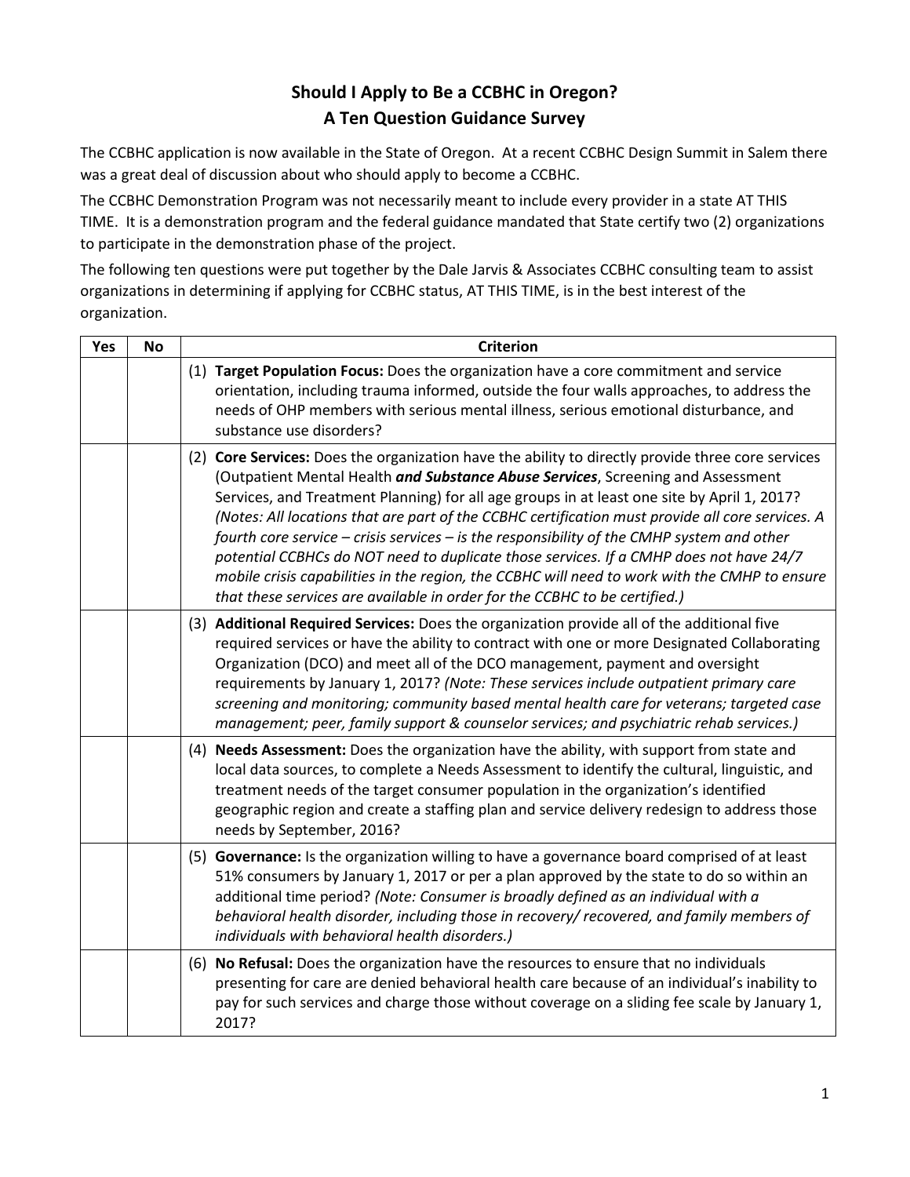# Should I Apply to Be a CCBHC in Oregon?
## A Ten Question Guidance Survey

The CCBHC application is now available in the State of Oregon. At a recent CCBHC Design Summit in Salem there was a great deal of discussion about who should apply to become a CCBHC.

The CCBHC Demonstration Program was not necessarily meant to include every provider in a state AT THIS TIME. It is a demonstration program and the federal guidance mandated that State certify two (2) organizations to participate in the demonstration phase of the project.

The following ten questions were put together by the Dale Jarvis & Associates CCBHC consulting team to assist organizations in determining if applying for CCBHC status, AT THIS TIME, is in the best interest of the organization.

| Yes | No | Criterion |
|---|---|---|
| | | (1) **Target Population Focus:** Does the organization have a core commitment and service orientation, including trauma informed, outside the four walls approaches, to address the needs of OHP members with serious mental illness, serious emotional disturbance, and substance use disorders? |
| | | (2) **Core Services:** Does the organization have the ability to directly provide three core services (Outpatient Mental Health ***and Substance Abuse Services***, Screening and Assessment Services, and Treatment Planning) for all age groups in at least one site by April 1, 2017? *(Notes: All locations that are part of the CCBHC certification must provide all core services. A fourth core service – crisis services – is the responsibility of the CMHP system and other potential CCBHCs do NOT need to duplicate those services. If a CMHP does not have 24/7 mobile crisis capabilities in the region, the CCBHC will need to work with the CMHP to ensure that these services are available in order for the CCBHC to be certified.)* |
| | | (3) **Additional Required Services:** Does the organization provide all of the additional five required services or have the ability to contract with one or more Designated Collaborating Organization (DCO) and meet all of the DCO management, payment and oversight requirements by January 1, 2017? *(Note: These services include outpatient primary care screening and monitoring; community based mental health care for veterans; targeted case management; peer, family support & counselor services; and psychiatric rehab services.)* |
| | | (4) **Needs Assessment:** Does the organization have the ability, with support from state and local data sources, to complete a Needs Assessment to identify the cultural, linguistic, and treatment needs of the target consumer population in the organization's identified geographic region and create a staffing plan and service delivery redesign to address those needs by September, 2016? |
| | | (5) **Governance:** Is the organization willing to have a governance board comprised of at least 51% consumers by January 1, 2017 or per a plan approved by the state to do so within an additional time period? *(Note: Consumer is broadly defined as an individual with a behavioral health disorder, including those in recovery/ recovered, and family members of individuals with behavioral health disorders.)* |
| | | (6) **No Refusal:** Does the organization have the resources to ensure that no individuals presenting for care are denied behavioral health care because of an individual's inability to pay for such services and charge those without coverage on a sliding fee scale by January 1, 2017? |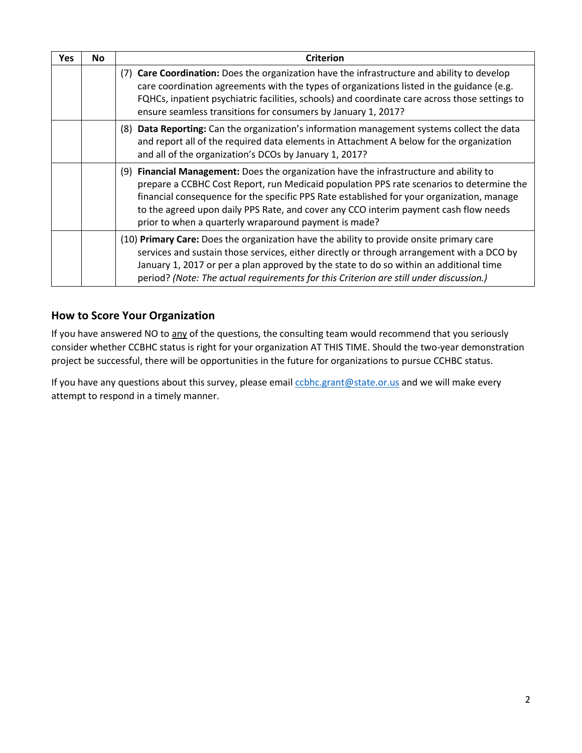| Yes | No | Criterion |
|---|---|---|
| | | (7) **Care Coordination:** Does the organization have the infrastructure and ability to develop care coordination agreements with the types of organizations listed in the guidance (e.g. FQHCs, inpatient psychiatric facilities, schools) and coordinate care across those settings to ensure seamless transitions for consumers by January 1, 2017? |
| | | (8) **Data Reporting:** Can the organization's information management systems collect the data and report all of the required data elements in Attachment A below for the organization and all of the organization's DCOs by January 1, 2017? |
| | | (9) **Financial Management:** Does the organization have the infrastructure and ability to prepare a CCBHC Cost Report, run Medicaid population PPS rate scenarios to determine the financial consequence for the specific PPS Rate established for your organization, manage to the agreed upon daily PPS Rate, and cover any CCO interim payment cash flow needs prior to when a quarterly wraparound payment is made? |
| | | (10) **Primary Care:** Does the organization have the ability to provide onsite primary care services and sustain those services, either directly or through arrangement with a DCO by January 1, 2017 or per a plan approved by the state to do so within an additional time period? *(Note: The actual requirements for this Criterion are still under discussion.)* |

## How to Score Your Organization

If you have answered NO to <u>any</u> of the questions, the consulting team would recommend that you seriously consider whether CCBHC status is right for your organization AT THIS TIME. Should the two-year demonstration project be successful, there will be opportunities in the future for organizations to pursue CCHBC status.

If you have any questions about this survey, please email [ccbhc.grant@state.or.us](mailto:ccbhc.grant@state.or.us) and we will make every attempt to respond in a timely manner.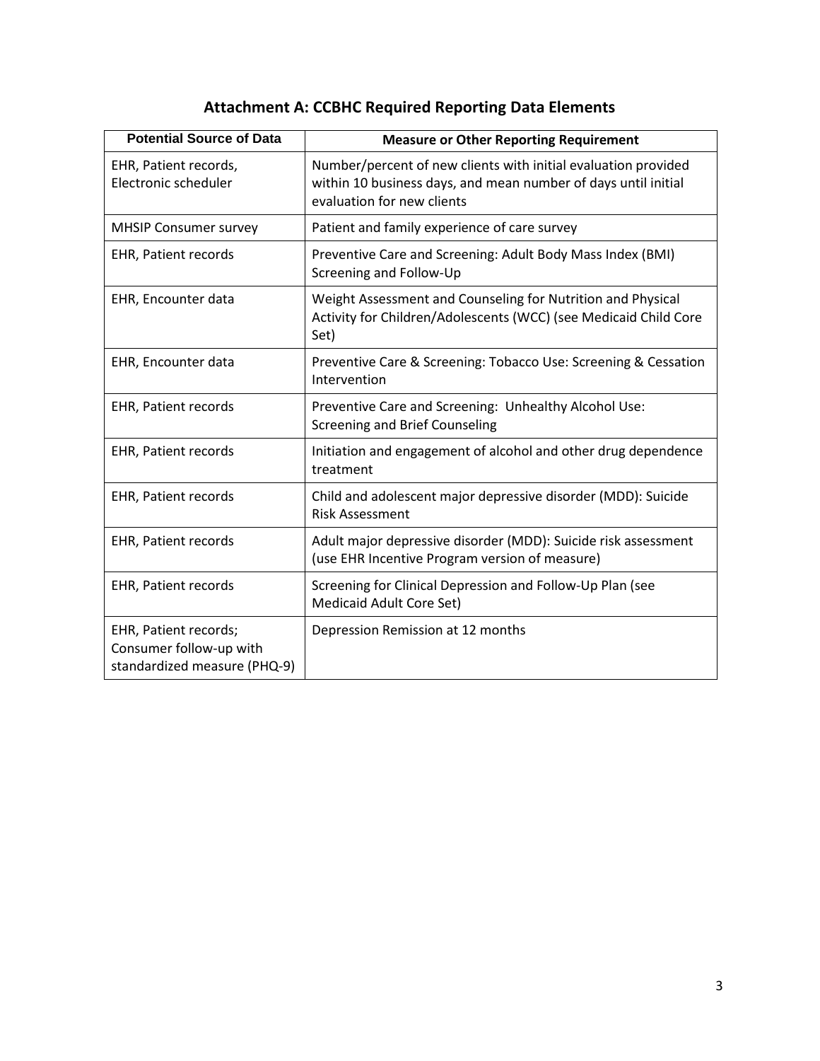## Attachment A: CCBHC Required Reporting Data Elements

| Potential Source of Data | Measure or Other Reporting Requirement |
|---|---|
| EHR, Patient records, Electronic scheduler | Number/percent of new clients with initial evaluation provided within 10 business days, and mean number of days until initial evaluation for new clients |
| MHSIP Consumer survey | Patient and family experience of care survey |
| EHR, Patient records | Preventive Care and Screening: Adult Body Mass Index (BMI) Screening and Follow-Up |
| EHR, Encounter data | Weight Assessment and Counseling for Nutrition and Physical Activity for Children/Adolescents (WCC) (see Medicaid Child Core Set) |
| EHR, Encounter data | Preventive Care & Screening: Tobacco Use: Screening & Cessation Intervention |
| EHR, Patient records | Preventive Care and Screening: Unhealthy Alcohol Use: Screening and Brief Counseling |
| EHR, Patient records | Initiation and engagement of alcohol and other drug dependence treatment |
| EHR, Patient records | Child and adolescent major depressive disorder (MDD): Suicide Risk Assessment |
| EHR, Patient records | Adult major depressive disorder (MDD): Suicide risk assessment (use EHR Incentive Program version of measure) |
| EHR, Patient records | Screening for Clinical Depression and Follow-Up Plan (see Medicaid Adult Core Set) |
| EHR, Patient records; Consumer follow-up with standardized measure (PHQ-9) | Depression Remission at 12 months |